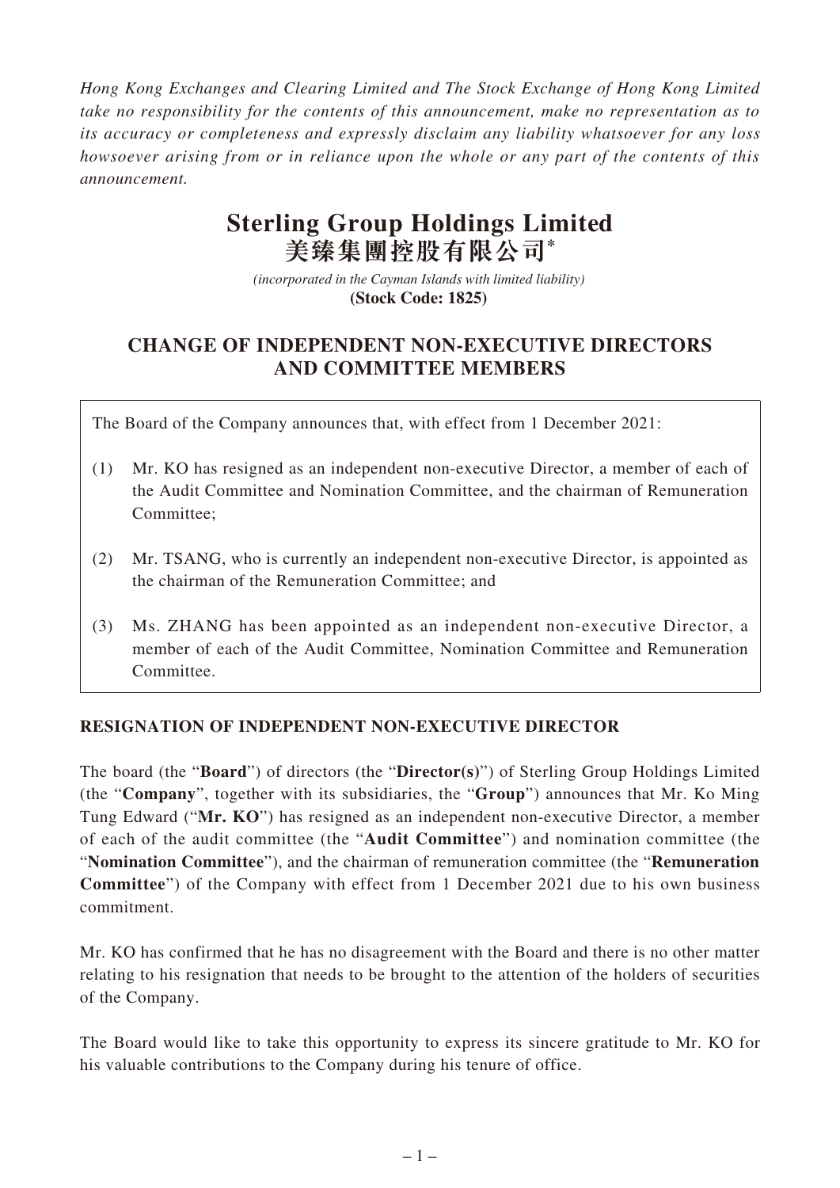*Hong Kong Exchanges and Clearing Limited and The Stock Exchange of Hong Kong Limited take no responsibility for the contents of this announcement, make no representation as to its accuracy or completeness and expressly disclaim any liability whatsoever for any loss howsoever arising from or in reliance upon the whole or any part of the contents of this announcement.*

# Sterling Group Holdings Limited
# 美臻集團控股有限公司*

*(incorporated in the Cayman Islands with limited liability)*
**(Stock Code: 1825)**

## CHANGE OF INDEPENDENT NON-EXECUTIVE DIRECTORS AND COMMITTEE MEMBERS

The Board of the Company announces that, with effect from 1 December 2021:

(1) Mr. KO has resigned as an independent non-executive Director, a member of each of the Audit Committee and Nomination Committee, and the chairman of Remuneration Committee;

(2) Mr. TSANG, who is currently an independent non-executive Director, is appointed as the chairman of the Remuneration Committee; and

(3) Ms. ZHANG has been appointed as an independent non-executive Director, a member of each of the Audit Committee, Nomination Committee and Remuneration Committee.

### RESIGNATION OF INDEPENDENT NON-EXECUTIVE DIRECTOR

The board (the "**Board**") of directors (the "**Director(s)**") of Sterling Group Holdings Limited (the "**Company**", together with its subsidiaries, the "**Group**") announces that Mr. Ko Ming Tung Edward ("**Mr. KO**") has resigned as an independent non-executive Director, a member of each of the audit committee (the "**Audit Committee**") and nomination committee (the "**Nomination Committee**"), and the chairman of remuneration committee (the "**Remuneration Committee**") of the Company with effect from 1 December 2021 due to his own business commitment.

Mr. KO has confirmed that he has no disagreement with the Board and there is no other matter relating to his resignation that needs to be brought to the attention of the holders of securities of the Company.

The Board would like to take this opportunity to express its sincere gratitude to Mr. KO for his valuable contributions to the Company during his tenure of office.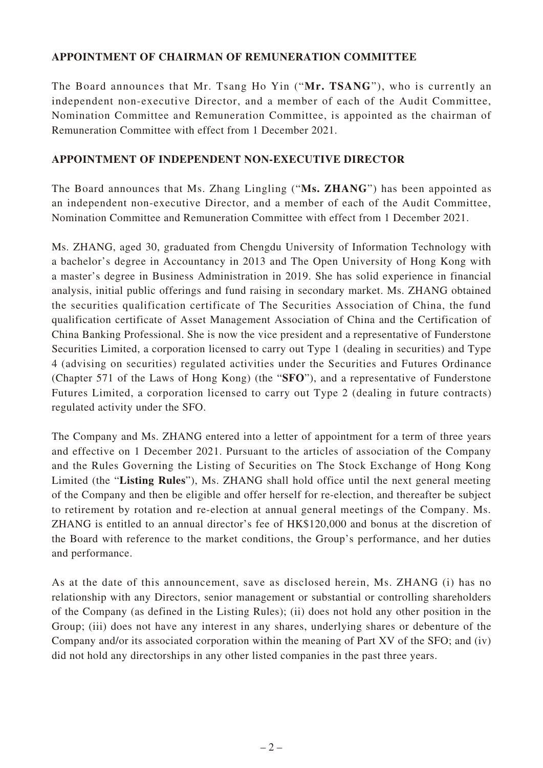## APPOINTMENT OF CHAIRMAN OF REMUNERATION COMMITTEE

The Board announces that Mr. Tsang Ho Yin ("**Mr. TSANG**"), who is currently an independent non-executive Director, and a member of each of the Audit Committee, Nomination Committee and Remuneration Committee, is appointed as the chairman of Remuneration Committee with effect from 1 December 2021.

## APPOINTMENT OF INDEPENDENT NON-EXECUTIVE DIRECTOR

The Board announces that Ms. Zhang Lingling ("**Ms. ZHANG**") has been appointed as an independent non-executive Director, and a member of each of the Audit Committee, Nomination Committee and Remuneration Committee with effect from 1 December 2021.

Ms. ZHANG, aged 30, graduated from Chengdu University of Information Technology with a bachelor's degree in Accountancy in 2013 and The Open University of Hong Kong with a master's degree in Business Administration in 2019. She has solid experience in financial analysis, initial public offerings and fund raising in secondary market. Ms. ZHANG obtained the securities qualification certificate of The Securities Association of China, the fund qualification certificate of Asset Management Association of China and the Certification of China Banking Professional. She is now the vice president and a representative of Funderstone Securities Limited, a corporation licensed to carry out Type 1 (dealing in securities) and Type 4 (advising on securities) regulated activities under the Securities and Futures Ordinance (Chapter 571 of the Laws of Hong Kong) (the "**SFO**"), and a representative of Funderstone Futures Limited, a corporation licensed to carry out Type 2 (dealing in future contracts) regulated activity under the SFO.

The Company and Ms. ZHANG entered into a letter of appointment for a term of three years and effective on 1 December 2021. Pursuant to the articles of association of the Company and the Rules Governing the Listing of Securities on The Stock Exchange of Hong Kong Limited (the "**Listing Rules**"), Ms. ZHANG shall hold office until the next general meeting of the Company and then be eligible and offer herself for re-election, and thereafter be subject to retirement by rotation and re-election at annual general meetings of the Company. Ms. ZHANG is entitled to an annual director's fee of HK$120,000 and bonus at the discretion of the Board with reference to the market conditions, the Group's performance, and her duties and performance.

As at the date of this announcement, save as disclosed herein, Ms. ZHANG (i) has no relationship with any Directors, senior management or substantial or controlling shareholders of the Company (as defined in the Listing Rules); (ii) does not hold any other position in the Group; (iii) does not have any interest in any shares, underlying shares or debenture of the Company and/or its associated corporation within the meaning of Part XV of the SFO; and (iv) did not hold any directorships in any other listed companies in the past three years.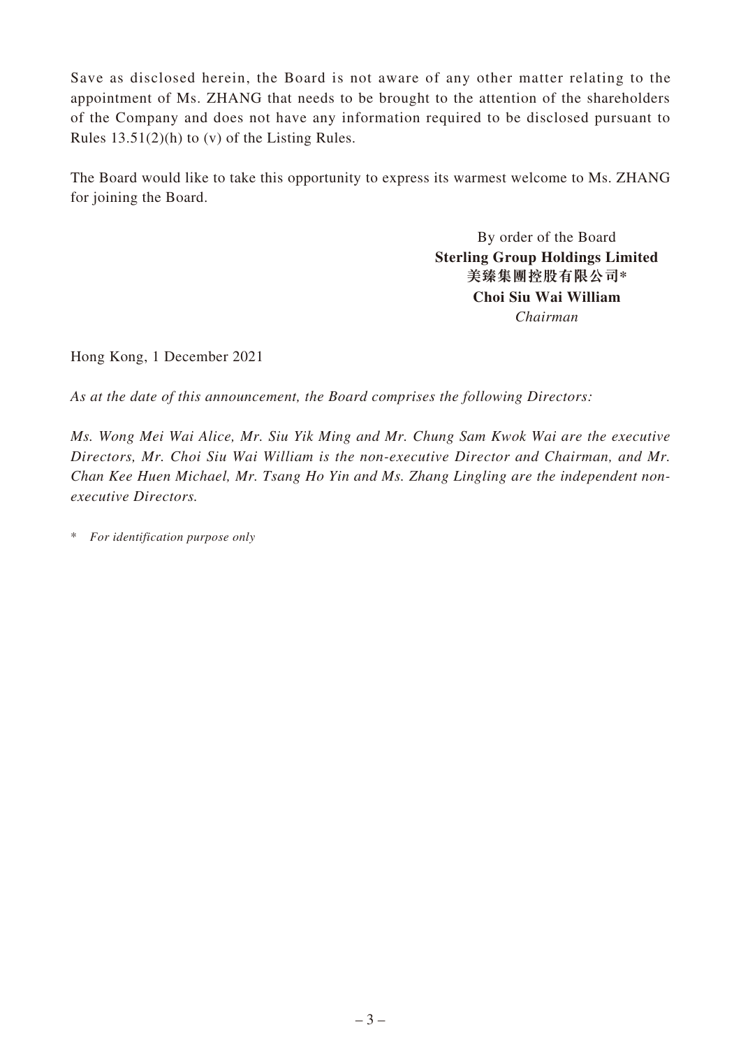Save as disclosed herein, the Board is not aware of any other matter relating to the appointment of Ms. ZHANG that needs to be brought to the attention of the shareholders of the Company and does not have any information required to be disclosed pursuant to Rules 13.51(2)(h) to (v) of the Listing Rules.

The Board would like to take this opportunity to express its warmest welcome to Ms. ZHANG for joining the Board.

By order of the Board
**Sterling Group Holdings Limited**
**美臻集團控股有限公司***
**Choi Siu Wai William**
*Chairman*

Hong Kong, 1 December 2021

*As at the date of this announcement, the Board comprises the following Directors:*

*Ms. Wong Mei Wai Alice, Mr. Siu Yik Ming and Mr. Chung Sam Kwok Wai are the executive Directors, Mr. Choi Siu Wai William is the non-executive Director and Chairman, and Mr. Chan Kee Huen Michael, Mr. Tsang Ho Yin and Ms. Zhang Lingling are the independent non-executive Directors.*

\* *For identification purpose only*